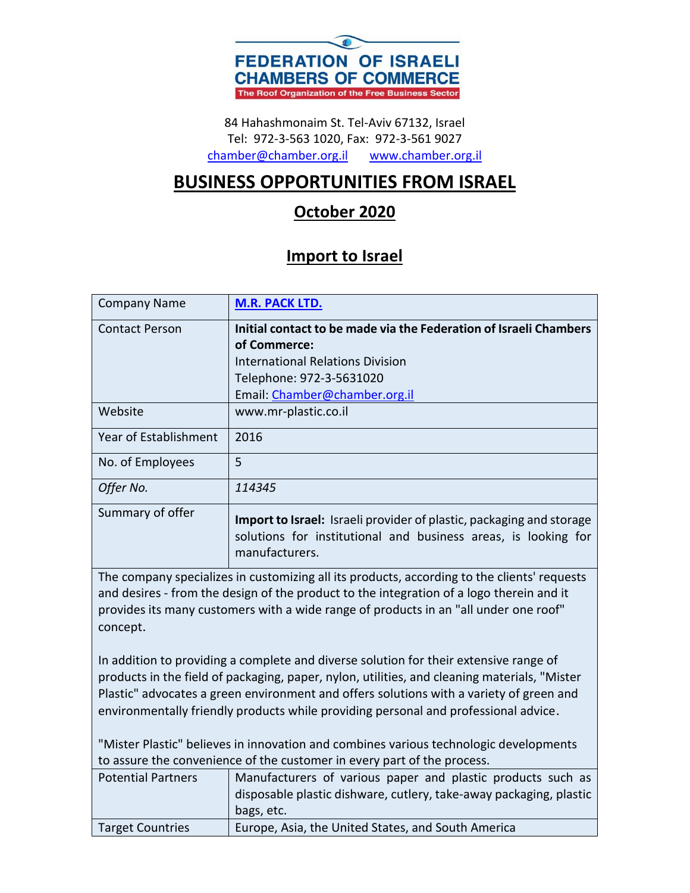**FEDERATION OF ISRAELI CHAMBERS OF COMMERCE**

**The Roof Organization of the Free Business Sector**

84 Hahashmonaim St. Tel-Aviv 67132, Israel
Tel: 972-3-563 1020, Fax: 972-3-561 9027
chamber@chamber.org.il    www.chamber.org.il

# BUSINESS OPPORTUNITIES FROM ISRAEL

## October 2020

## Import to Israel

| Company Name | **M.R. PACK LTD.** |
|---|---|
| Contact Person | **Initial contact to be made via the Federation of Israeli Chambers of Commerce:**<br>International Relations Division<br>Telephone: 972-3-5631020<br>Email: Chamber@chamber.org.il |
| Website | www.mr-plastic.co.il |
| Year of Establishment | 2016 |
| No. of Employees | 5 |
| *Offer No.* | *114345* |
| Summary of offer | **Import to Israel:** Israeli provider of plastic, packaging and storage solutions for institutional and business areas, is looking for manufacturers. |
| The company specializes in customizing all its products, according to the clients' requests and desires - from the design of the product to the integration of a logo therein and it provides its many customers with a wide range of products in an "all under one roof" concept.<br><br>In addition to providing a complete and diverse solution for their extensive range of products in the field of packaging, paper, nylon, utilities, and cleaning materials, "Mister Plastic" advocates a green environment and offers solutions with a variety of green and environmentally friendly products while providing personal and professional advice.<br><br>"Mister Plastic" believes in innovation and combines various technologic developments to assure the convenience of the customer in every part of the process. | |
| Potential Partners | Manufacturers of various paper and plastic products such as disposable plastic dishware, cutlery, take-away packaging, plastic bags, etc. |
| Target Countries | Europe, Asia, the United States, and South America |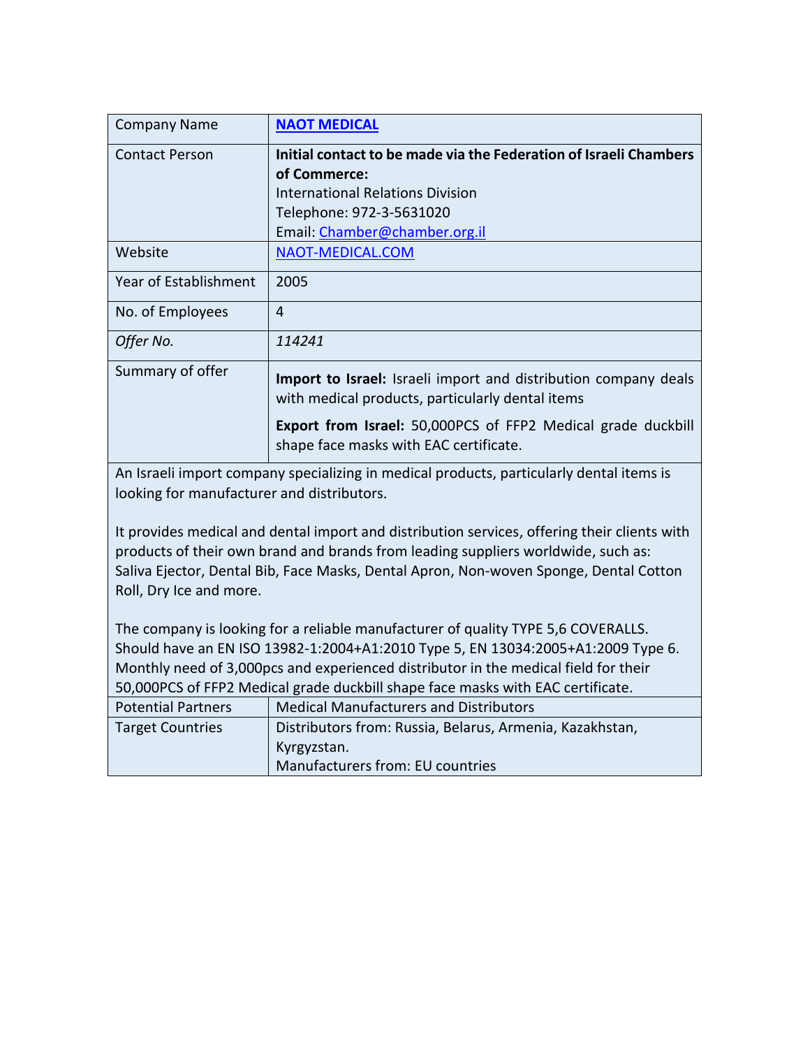| Company Name | **NAOT MEDICAL** |
|---|---|
| Contact Person | **Initial contact to be made via the Federation of Israeli Chambers of Commerce:**<br>International Relations Division<br>Telephone: 972-3-5631020<br>Email: Chamber@chamber.org.il |
| Website | NAOT-MEDICAL.COM |
| Year of Establishment | 2005 |
| No. of Employees | 4 |
| *Offer No.* | *114241* |
| Summary of offer | **Import to Israel:** Israeli import and distribution company deals with medical products, particularly dental items<br><br>**Export from Israel:** 50,000PCS of FFP2 Medical grade duckbill shape face masks with EAC certificate. |

An Israeli import company specializing in medical products, particularly dental items is looking for manufacturer and distributors.

It provides medical and dental import and distribution services, offering their clients with products of their own brand and brands from leading suppliers worldwide, such as: Saliva Ejector, Dental Bib, Face Masks, Dental Apron, Non-woven Sponge, Dental Cotton Roll, Dry Ice and more.

The company is looking for a reliable manufacturer of quality TYPE 5,6 COVERALLS. Should have an EN ISO 13982-1:2004+A1:2010 Type 5, EN 13034:2005+A1:2009 Type 6. Monthly need of 3,000pcs and experienced distributor in the medical field for their 50,000PCS of FFP2 Medical grade duckbill shape face masks with EAC certificate.

| Potential Partners | Medical Manufacturers and Distributors |
|---|---|
| Target Countries | Distributors from: Russia, Belarus, Armenia, Kazakhstan, Kyrgyzstan.<br>Manufacturers from: EU countries |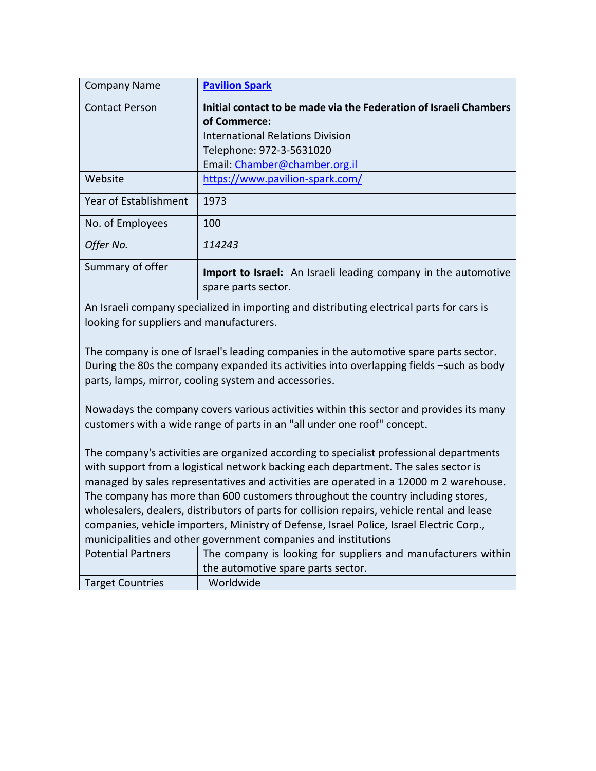| Company Name | **[Pavilion Spark](https://www.pavilion-spark.com/)** |
| --- | --- |
| Contact Person | **Initial contact to be made via the Federation of Israeli Chambers of Commerce:**<br>International Relations Division<br>Telephone: 972-3-5631020<br>Email: [Chamber@chamber.org.il](mailto:Chamber@chamber.org.il) |
| Website | [https://www.pavilion-spark.com/](https://www.pavilion-spark.com/) |
| Year of Establishment | 1973 |
| No. of Employees | 100 |
| *Offer No.* | *114243* |
| Summary of offer | **Import to Israel:** An Israeli leading company in the automotive spare parts sector. |
| An Israeli company specialized in importing and distributing electrical parts for cars is looking for suppliers and manufacturers.<br><br>The company is one of Israel's leading companies in the automotive spare parts sector. During the 80s the company expanded its activities into overlapping fields –such as body parts, lamps, mirror, cooling system and accessories.<br><br>Nowadays the company covers various activities within this sector and provides its many customers with a wide range of parts in an "all under one roof" concept.<br><br>The company's activities are organized according to specialist professional departments with support from a logistical network backing each department. The sales sector is managed by sales representatives and activities are operated in a 12000 m 2 warehouse. The company has more than 600 customers throughout the country including stores, wholesalers, dealers, distributors of parts for collision repairs, vehicle rental and lease companies, vehicle importers, Ministry of Defense, Israel Police, Israel Electric Corp., municipalities and other government companies and institutions | |
| Potential Partners | The company is looking for suppliers and manufacturers within the automotive spare parts sector. |
| Target Countries | Worldwide |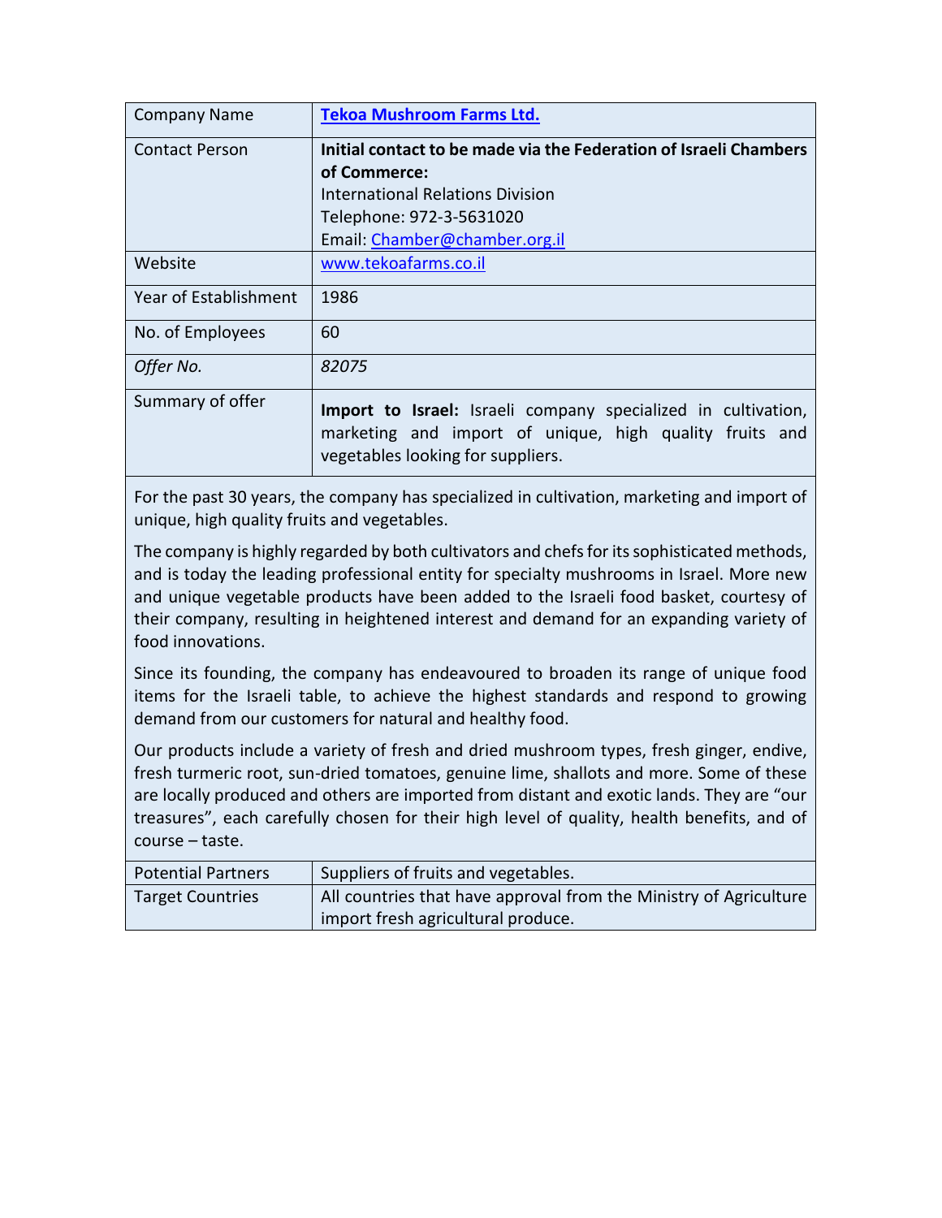| Company Name | **Tekoa Mushroom Farms Ltd.** |
|---|---|
| Contact Person | **Initial contact to be made via the Federation of Israeli Chambers of Commerce:**<br>International Relations Division<br>Telephone: 972-3-5631020<br>Email: Chamber@chamber.org.il |
| Website | www.tekoafarms.co.il |
| Year of Establishment | 1986 |
| No. of Employees | 60 |
| *Offer No.* | *82075* |
| Summary of offer | **Import to Israel:** Israeli company specialized in cultivation, marketing and import of unique, high quality fruits and vegetables looking for suppliers. |

For the past 30 years, the company has specialized in cultivation, marketing and import of unique, high quality fruits and vegetables.

The company is highly regarded by both cultivators and chefs for its sophisticated methods, and is today the leading professional entity for specialty mushrooms in Israel. More new and unique vegetable products have been added to the Israeli food basket, courtesy of their company, resulting in heightened interest and demand for an expanding variety of food innovations.

Since its founding, the company has endeavoured to broaden its range of unique food items for the Israeli table, to achieve the highest standards and respond to growing demand from our customers for natural and healthy food.

Our products include a variety of fresh and dried mushroom types, fresh ginger, endive, fresh turmeric root, sun-dried tomatoes, genuine lime, shallots and more. Some of these are locally produced and others are imported from distant and exotic lands. They are "our treasures", each carefully chosen for their high level of quality, health benefits, and of course – taste.

| Potential Partners | Suppliers of fruits and vegetables. |
|---|---|
| Target Countries | All countries that have approval from the Ministry of Agriculture import fresh agricultural produce. |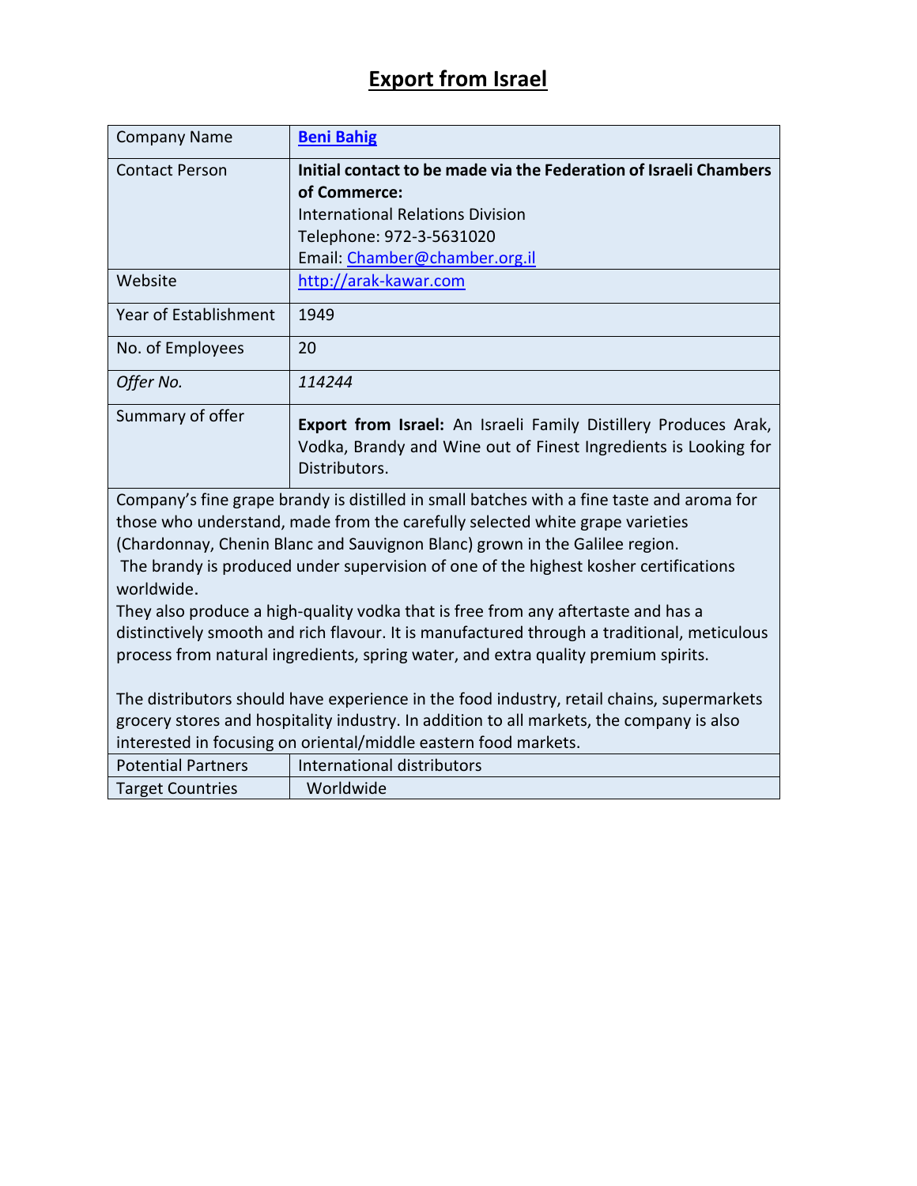# Export from Israel

| Company Name | **Beni Bahig** |
|---|---|
| Contact Person | **Initial contact to be made via the Federation of Israeli Chambers of Commerce:**<br>International Relations Division<br>Telephone: 972-3-5631020<br>Email: Chamber@chamber.org.il |
| Website | http://arak-kawar.com |
| Year of Establishment | 1949 |
| No. of Employees | 20 |
| *Offer No.* | *114244* |
| Summary of offer | **Export from Israel:** An Israeli Family Distillery Produces Arak, Vodka, Brandy and Wine out of Finest Ingredients is Looking for Distributors. |
| Company's fine grape brandy is distilled in small batches with a fine taste and aroma for those who understand, made from the carefully selected white grape varieties (Chardonnay, Chenin Blanc and Sauvignon Blanc) grown in the Galilee region.<br>The brandy is produced under supervision of one of the highest kosher certifications worldwide.<br>They also produce a high-quality vodka that is free from any aftertaste and has a distinctively smooth and rich flavour. It is manufactured through a traditional, meticulous process from natural ingredients, spring water, and extra quality premium spirits.<br><br>The distributors should have experience in the food industry, retail chains, supermarkets grocery stores and hospitality industry. In addition to all markets, the company is also interested in focusing on oriental/middle eastern food markets. | |
| Potential Partners | International distributors |
| Target Countries | Worldwide |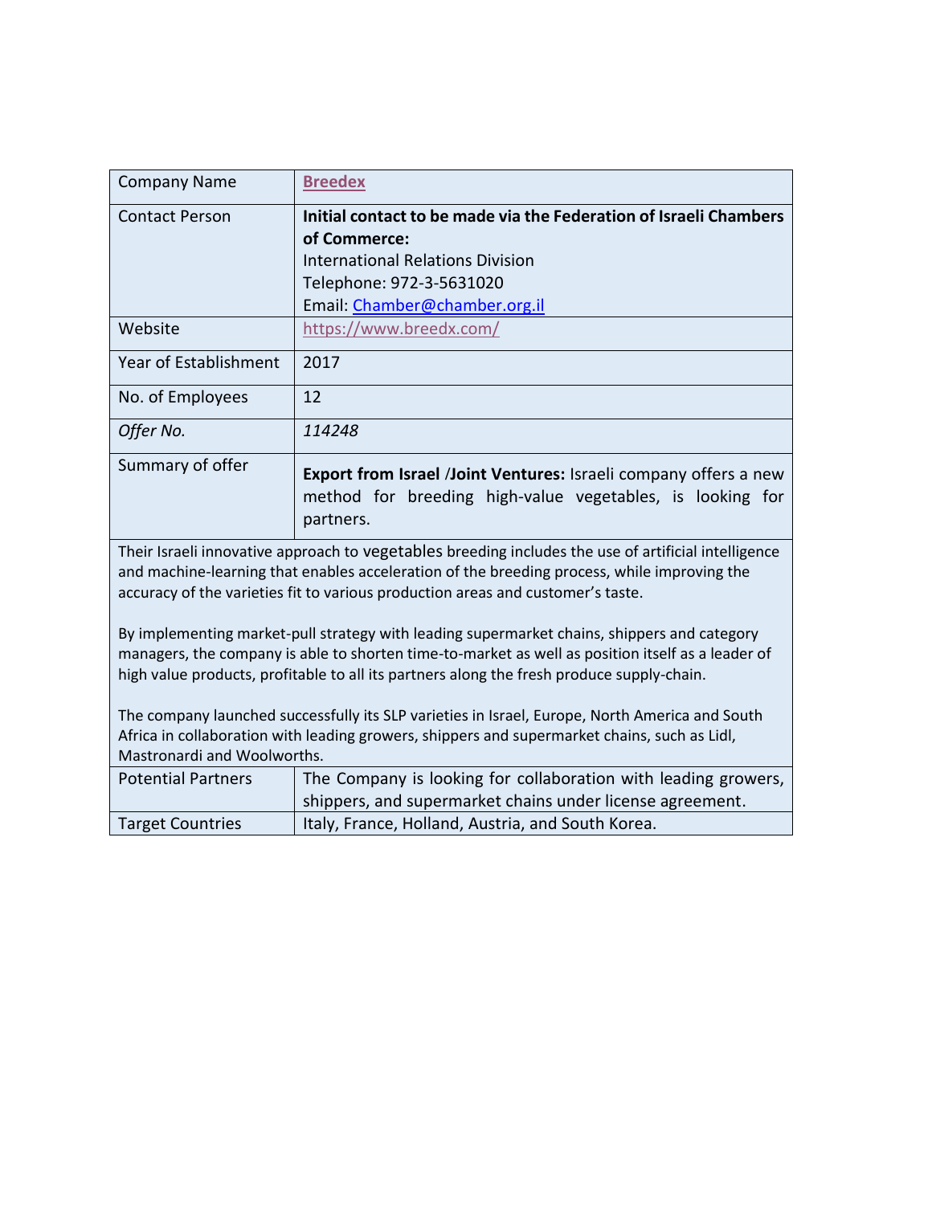| Company Name | **Breedex** |
|---|---|
| Contact Person | **Initial contact to be made via the Federation of Israeli Chambers of Commerce:**<br>International Relations Division<br>Telephone: 972-3-5631020<br>Email: Chamber@chamber.org.il |
| Website | https://www.breedx.com/ |
| Year of Establishment | 2017 |
| No. of Employees | 12 |
| *Offer No.* | *114248* |
| Summary of offer | **Export from Israel** /**Joint Ventures:** Israeli company offers a new method for breeding high-value vegetables, is looking for partners. |
| Their Israeli innovative approach to vegetables breeding includes the use of artificial intelligence and machine-learning that enables acceleration of the breeding process, while improving the accuracy of the varieties fit to various production areas and customer's taste.<br><br>By implementing market-pull strategy with leading supermarket chains, shippers and category managers, the company is able to shorten time-to-market as well as position itself as a leader of high value products, profitable to all its partners along the fresh produce supply-chain.<br><br>The company launched successfully its SLP varieties in Israel, Europe, North America and South Africa in collaboration with leading growers, shippers and supermarket chains, such as Lidl, Mastronardi and Woolworths. | |
| Potential Partners | The Company is looking for collaboration with leading growers, shippers, and supermarket chains under license agreement. |
| Target Countries | Italy, France, Holland, Austria, and South Korea. |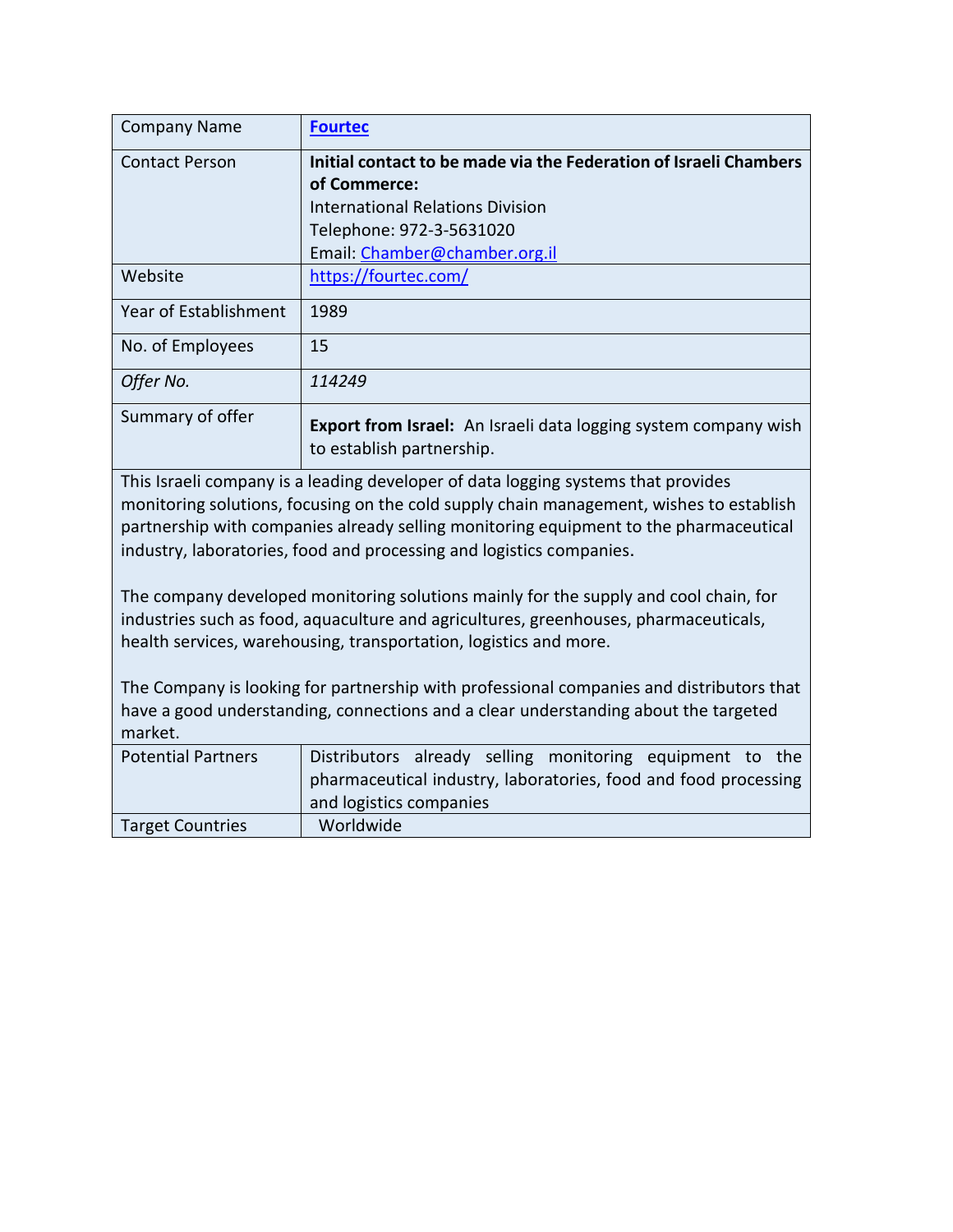| Company Name | **[Fourtec](https://fourtec.com/)** |
|---|---|
| Contact Person | **Initial contact to be made via the Federation of Israeli Chambers of Commerce:** International Relations Division Telephone: 972-3-5631020 Email: [Chamber@chamber.org.il](mailto:Chamber@chamber.org.il) |
| Website | [https://fourtec.com/](https://fourtec.com/) |
| Year of Establishment | 1989 |
| No. of Employees | 15 |
| *Offer No.* | *114249* |
| Summary of offer | **Export from Israel:** An Israeli data logging system company wish to establish partnership. |

This Israeli company is a leading developer of data logging systems that provides monitoring solutions, focusing on the cold supply chain management, wishes to establish partnership with companies already selling monitoring equipment to the pharmaceutical industry, laboratories, food and processing and logistics companies.

The company developed monitoring solutions mainly for the supply and cool chain, for industries such as food, aquaculture and agricultures, greenhouses, pharmaceuticals, health services, warehousing, transportation, logistics and more.

The Company is looking for partnership with professional companies and distributors that have a good understanding, connections and a clear understanding about the targeted market.

| Potential Partners | Distributors already selling monitoring equipment to the pharmaceutical industry, laboratories, food and food processing and logistics companies |
|---|---|
| Target Countries | Worldwide |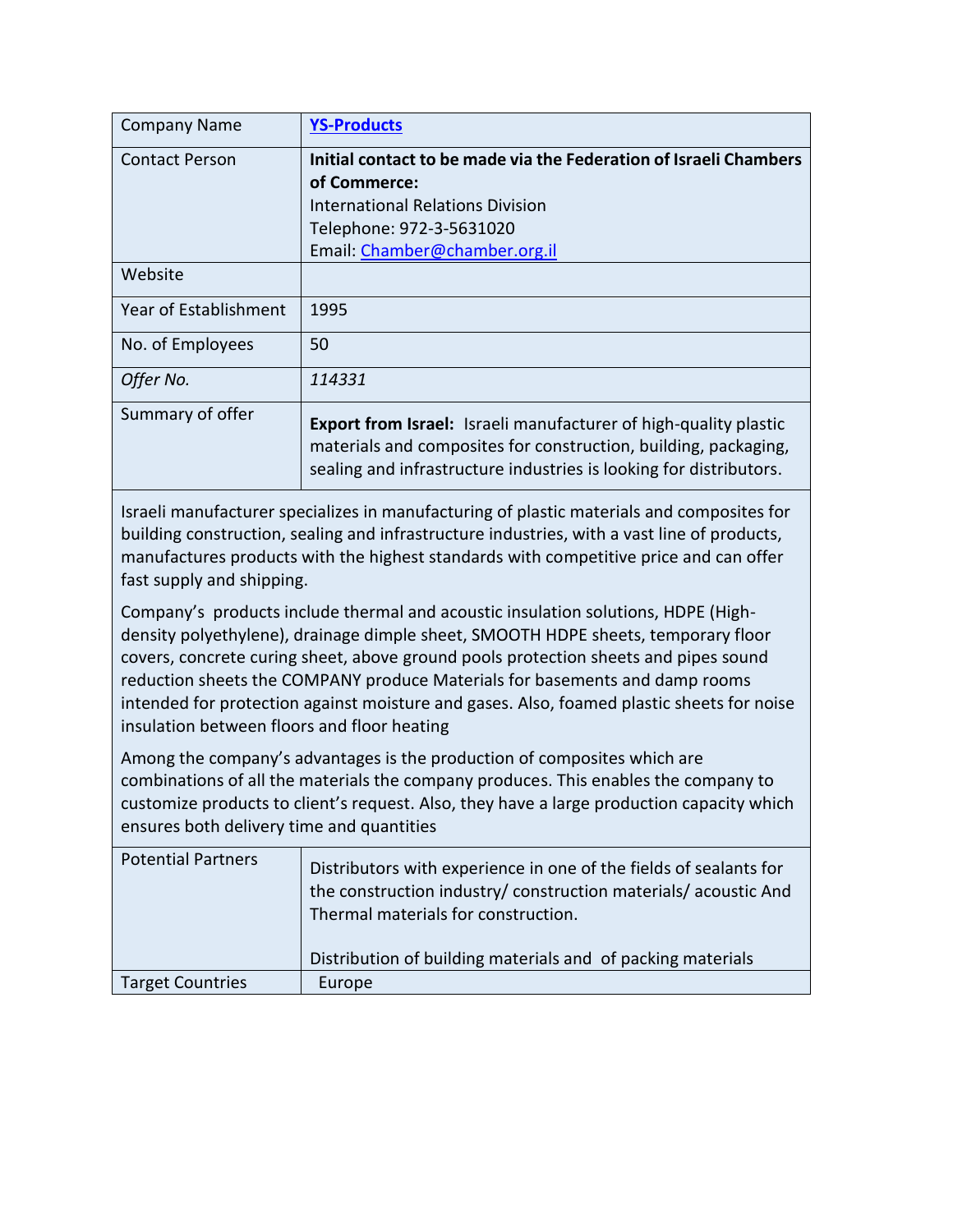| | |
|---|---|
| Company Name | **YS-Products** |
| Contact Person | **Initial contact to be made via the Federation of Israeli Chambers of Commerce:**<br>International Relations Division<br>Telephone: 972-3-5631020<br>Email: Chamber@chamber.org.il |
| Website | |
| Year of Establishment | 1995 |
| No. of Employees | 50 |
| *Offer No.* | *114331* |
| Summary of offer | **Export from Israel:** Israeli manufacturer of high-quality plastic materials and composites for construction, building, packaging, sealing and infrastructure industries is looking for distributors. |

Israeli manufacturer specializes in manufacturing of plastic materials and composites for building construction, sealing and infrastructure industries, with a vast line of products, manufactures products with the highest standards with competitive price and can offer fast supply and shipping.

Company's products include thermal and acoustic insulation solutions, HDPE (High-density polyethylene), drainage dimple sheet, SMOOTH HDPE sheets, temporary floor covers, concrete curing sheet, above ground pools protection sheets and pipes sound reduction sheets the COMPANY produce Materials for basements and damp rooms intended for protection against moisture and gases. Also, foamed plastic sheets for noise insulation between floors and floor heating

Among the company's advantages is the production of composites which are combinations of all the materials the company produces. This enables the company to customize products to client's request. Also, they have a large production capacity which ensures both delivery time and quantities

| | |
|---|---|
| Potential Partners | Distributors with experience in one of the fields of sealants for the construction industry/ construction materials/ acoustic And Thermal materials for construction.<br><br>Distribution of building materials and of packing materials |
| Target Countries | Europe |